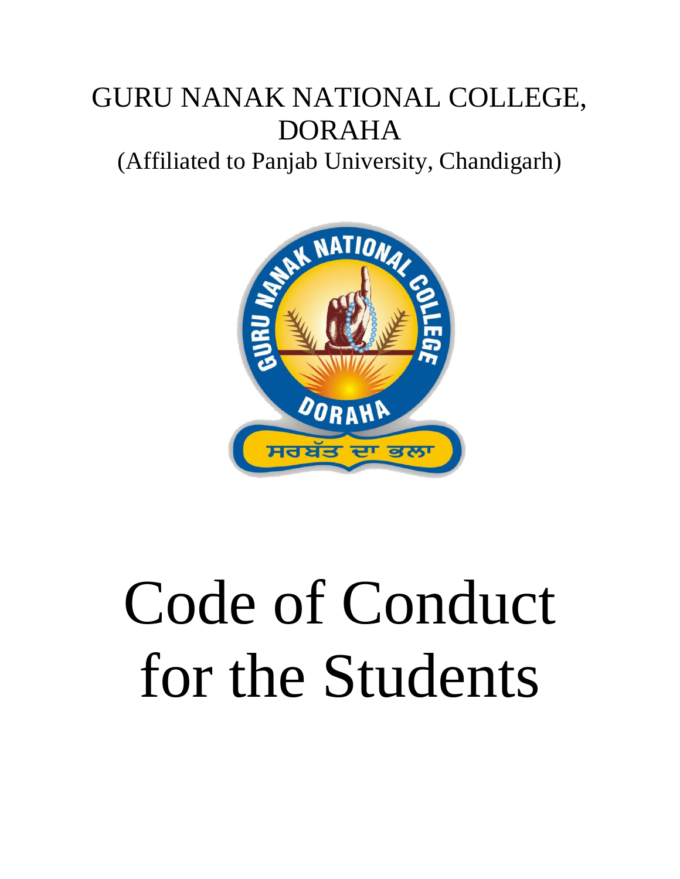GURU NANAK NATIONAL COLLEGE, DORAHA

(Affiliated to Panjab University, Chandigarh)

# Code of Conduct for the Students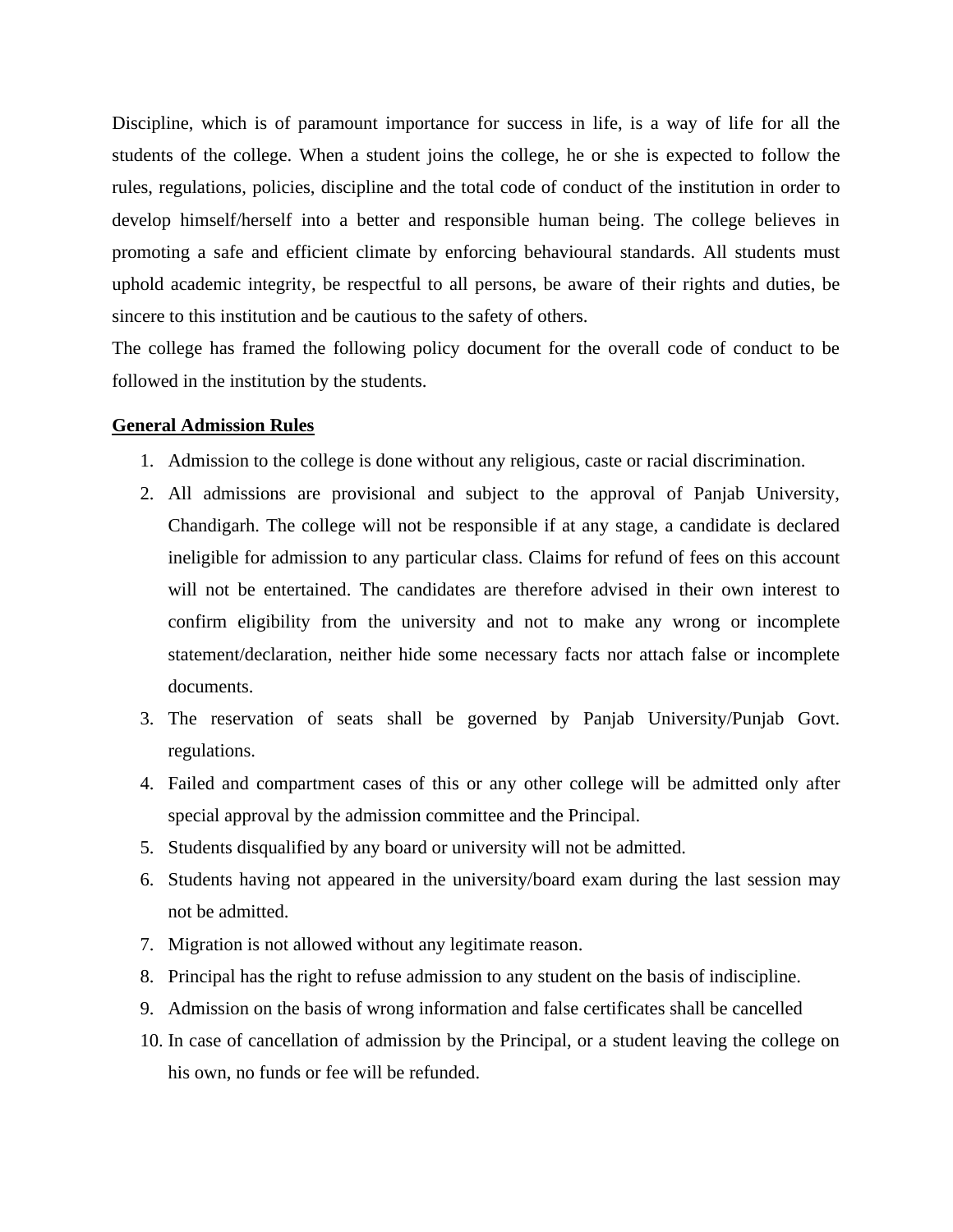Discipline, which is of paramount importance for success in life, is a way of life for all the students of the college. When a student joins the college, he or she is expected to follow the rules, regulations, policies, discipline and the total code of conduct of the institution in order to develop himself/herself into a better and responsible human being. The college believes in promoting a safe and efficient climate by enforcing behavioural standards. All students must uphold academic integrity, be respectful to all persons, be aware of their rights and duties, be sincere to this institution and be cautious to the safety of others.

The college has framed the following policy document for the overall code of conduct to be followed in the institution by the students.

## General Admission Rules

1. Admission to the college is done without any religious, caste or racial discrimination.
2. All admissions are provisional and subject to the approval of Panjab University, Chandigarh. The college will not be responsible if at any stage, a candidate is declared ineligible for admission to any particular class. Claims for refund of fees on this account will not be entertained. The candidates are therefore advised in their own interest to confirm eligibility from the university and not to make any wrong or incomplete statement/declaration, neither hide some necessary facts nor attach false or incomplete documents.
3. The reservation of seats shall be governed by Panjab University/Punjab Govt. regulations.
4. Failed and compartment cases of this or any other college will be admitted only after special approval by the admission committee and the Principal.
5. Students disqualified by any board or university will not be admitted.
6. Students having not appeared in the university/board exam during the last session may not be admitted.
7. Migration is not allowed without any legitimate reason.
8. Principal has the right to refuse admission to any student on the basis of indiscipline.
9. Admission on the basis of wrong information and false certificates shall be cancelled
10. In case of cancellation of admission by the Principal, or a student leaving the college on his own, no funds or fee will be refunded.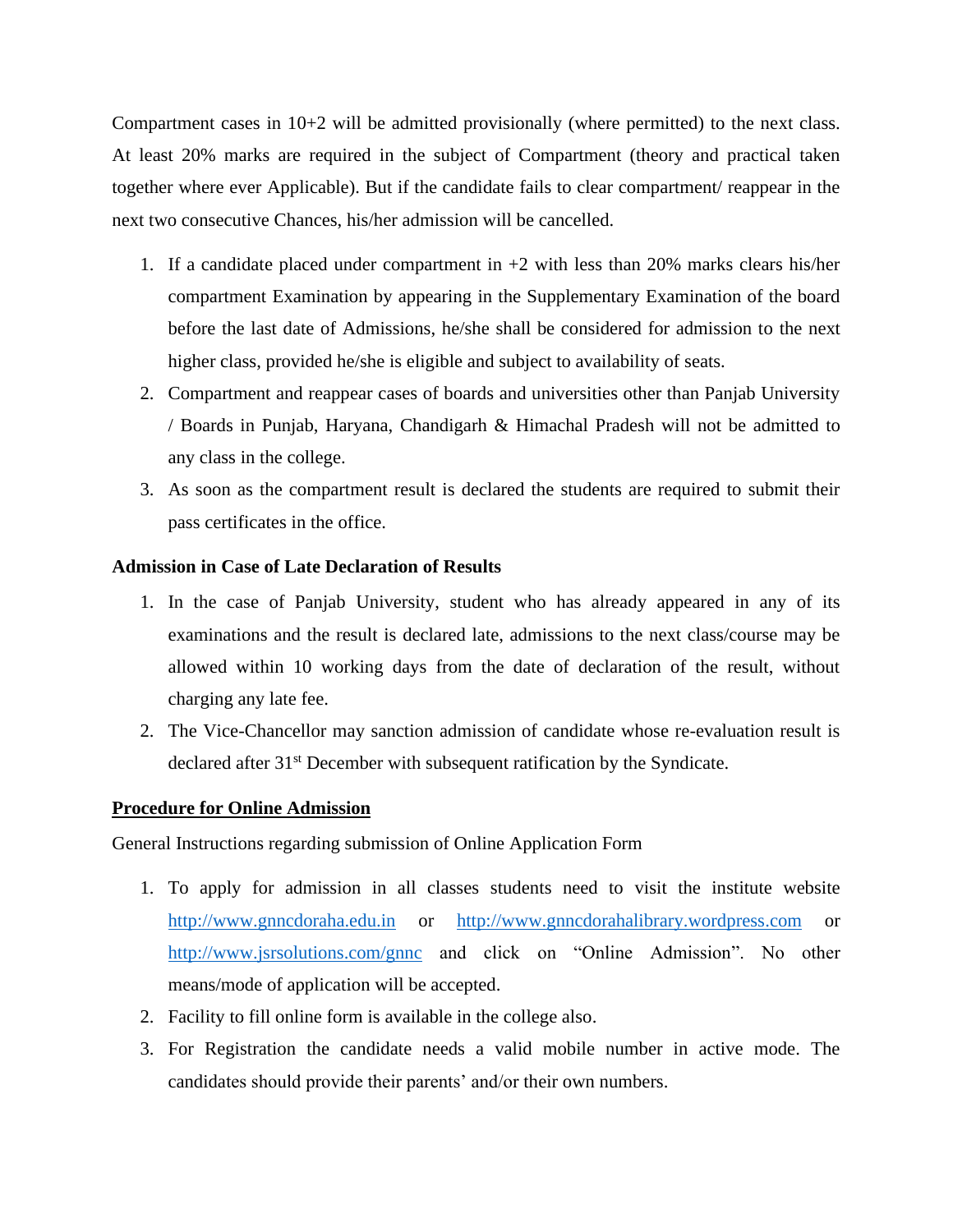Compartment cases in 10+2 will be admitted provisionally (where permitted) to the next class. At least 20% marks are required in the subject of Compartment (theory and practical taken together where ever Applicable). But if the candidate fails to clear compartment/ reappear in the next two consecutive Chances, his/her admission will be cancelled.

1. If a candidate placed under compartment in +2 with less than 20% marks clears his/her compartment Examination by appearing in the Supplementary Examination of the board before the last date of Admissions, he/she shall be considered for admission to the next higher class, provided he/she is eligible and subject to availability of seats.
2. Compartment and reappear cases of boards and universities other than Panjab University / Boards in Punjab, Haryana, Chandigarh & Himachal Pradesh will not be admitted to any class in the college.
3. As soon as the compartment result is declared the students are required to submit their pass certificates in the office.

**Admission in Case of Late Declaration of Results**

1. In the case of Panjab University, student who has already appeared in any of its examinations and the result is declared late, admissions to the next class/course may be allowed within 10 working days from the date of declaration of the result, without charging any late fee.
2. The Vice-Chancellor may sanction admission of candidate whose re-evaluation result is declared after 31st December with subsequent ratification by the Syndicate.

**<u>Procedure for Online Admission</u>**

General Instructions regarding submission of Online Application Form

1. To apply for admission in all classes students need to visit the institute website http://www.gnncdoraha.edu.in or http://www.gnncdorahalibrary.wordpress.com or http://www.jsrsolutions.com/gnnc and click on "Online Admission". No other means/mode of application will be accepted.
2. Facility to fill online form is available in the college also.
3. For Registration the candidate needs a valid mobile number in active mode. The candidates should provide their parents' and/or their own numbers.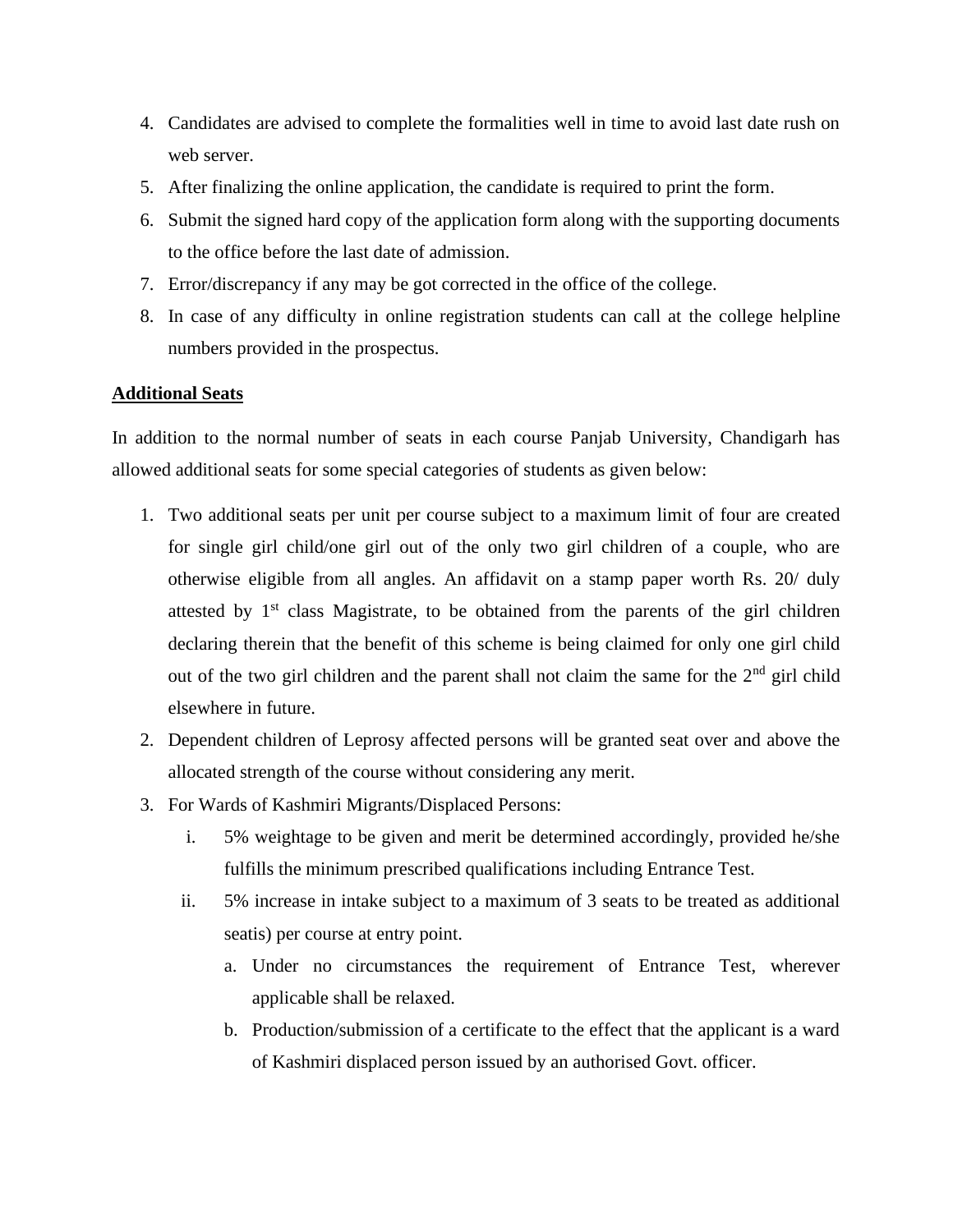4. Candidates are advised to complete the formalities well in time to avoid last date rush on web server.
5. After finalizing the online application, the candidate is required to print the form.
6. Submit the signed hard copy of the application form along with the supporting documents to the office before the last date of admission.
7. Error/discrepancy if any may be got corrected in the office of the college.
8. In case of any difficulty in online registration students can call at the college helpline numbers provided in the prospectus.

**Additional Seats**

In addition to the normal number of seats in each course Panjab University, Chandigarh has allowed additional seats for some special categories of students as given below:

1. Two additional seats per unit per course subject to a maximum limit of four are created for single girl child/one girl out of the only two girl children of a couple, who are otherwise eligible from all angles. An affidavit on a stamp paper worth Rs. 20/ duly attested by 1st class Magistrate, to be obtained from the parents of the girl children declaring therein that the benefit of this scheme is being claimed for only one girl child out of the two girl children and the parent shall not claim the same for the 2nd girl child elsewhere in future.
2. Dependent children of Leprosy affected persons will be granted seat over and above the allocated strength of the course without considering any merit.
3. For Wards of Kashmiri Migrants/Displaced Persons:
    i. 5% weightage to be given and merit be determined accordingly, provided he/she fulfills the minimum prescribed qualifications including Entrance Test.
    ii. 5% increase in intake subject to a maximum of 3 seats to be treated as additional seatis) per course at entry point.
        a. Under no circumstances the requirement of Entrance Test, wherever applicable shall be relaxed.
        b. Production/submission of a certificate to the effect that the applicant is a ward of Kashmiri displaced person issued by an authorised Govt. officer.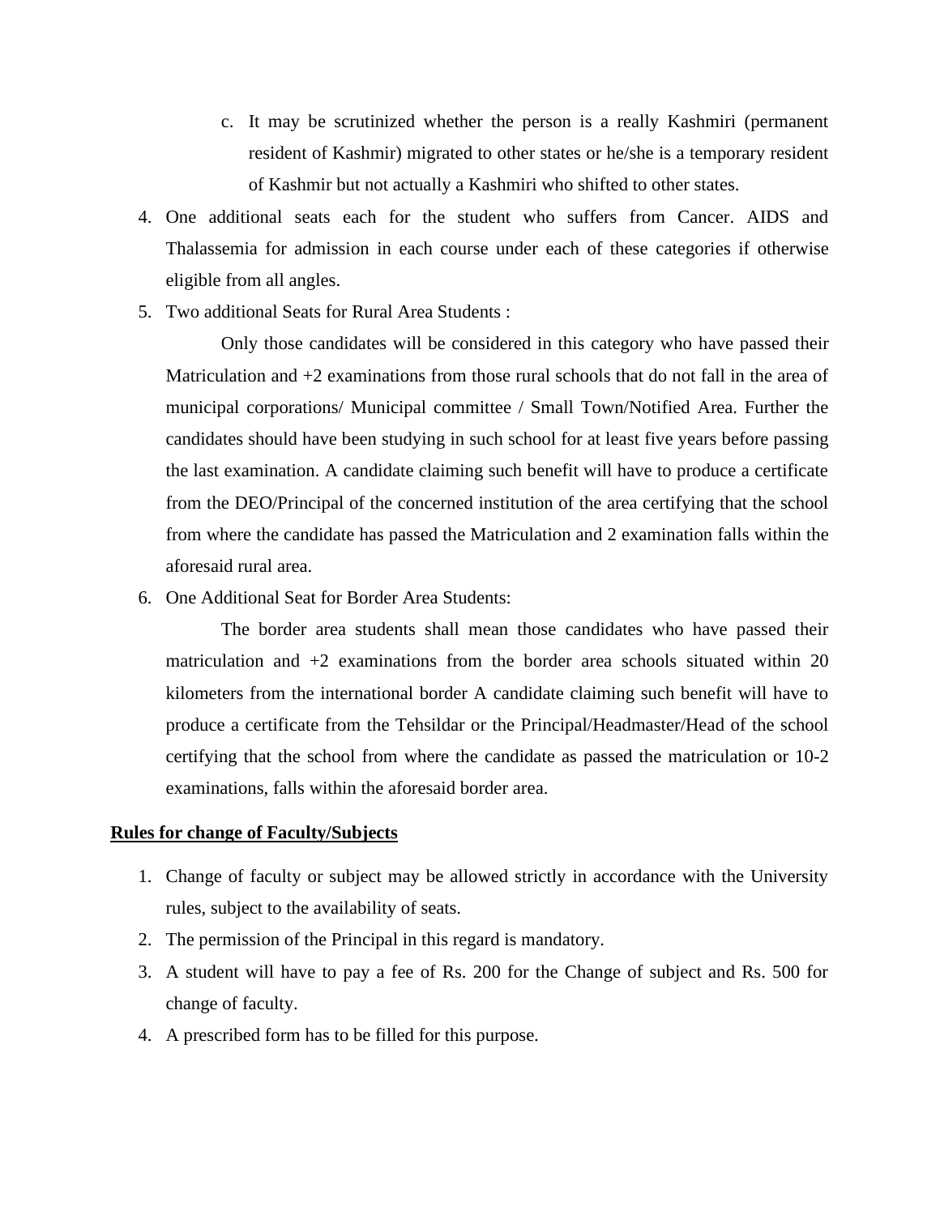c. It may be scrutinized whether the person is a really Kashmiri (permanent resident of Kashmir) migrated to other states or he/she is a temporary resident of Kashmir but not actually a Kashmiri who shifted to other states.

4. One additional seats each for the student who suffers from Cancer. AIDS and Thalassemia for admission in each course under each of these categories if otherwise eligible from all angles.
5. Two additional Seats for Rural Area Students :

   Only those candidates will be considered in this category who have passed their Matriculation and +2 examinations from those rural schools that do not fall in the area of municipal corporations/ Municipal committee / Small Town/Notified Area. Further the candidates should have been studying in such school for at least five years before passing the last examination. A candidate claiming such benefit will have to produce a certificate from the DEO/Principal of the concerned institution of the area certifying that the school from where the candidate has passed the Matriculation and 2 examination falls within the aforesaid rural area.
6. One Additional Seat for Border Area Students:

   The border area students shall mean those candidates who have passed their matriculation and +2 examinations from the border area schools situated within 20 kilometers from the international border A candidate claiming such benefit will have to produce a certificate from the Tehsildar or the Principal/Headmaster/Head of the school certifying that the school from where the candidate as passed the matriculation or 10-2 examinations, falls within the aforesaid border area.

**<u>Rules for change of Faculty/Subjects</u>**

1. Change of faculty or subject may be allowed strictly in accordance with the University rules, subject to the availability of seats.
2. The permission of the Principal in this regard is mandatory.
3. A student will have to pay a fee of Rs. 200 for the Change of subject and Rs. 500 for change of faculty.
4. A prescribed form has to be filled for this purpose.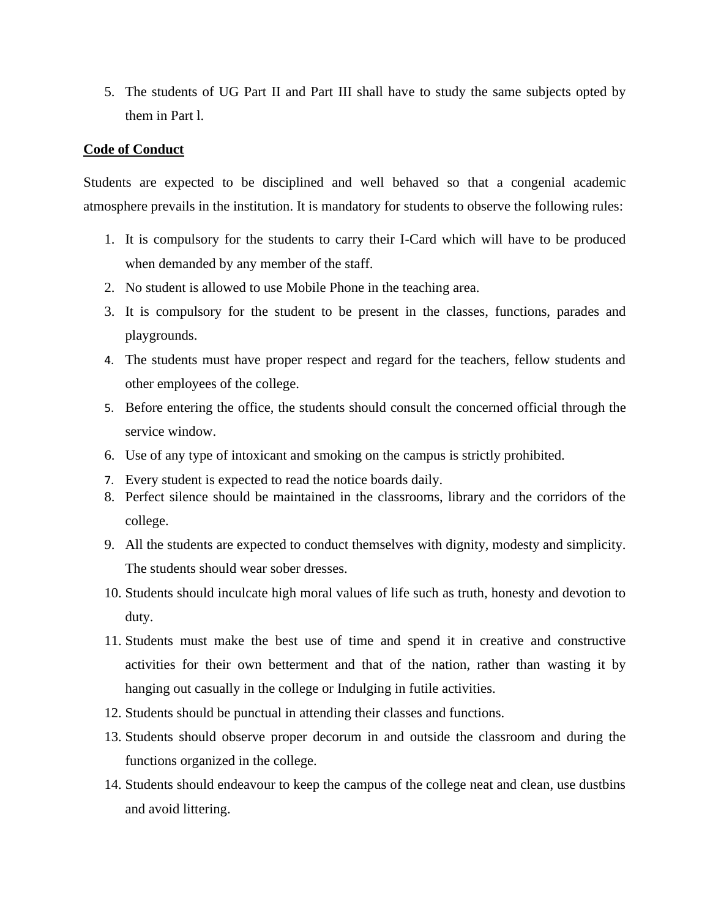5. The students of UG Part II and Part III shall have to study the same subjects opted by them in Part l.

**Code of Conduct**

Students are expected to be disciplined and well behaved so that a congenial academic atmosphere prevails in the institution. It is mandatory for students to observe the following rules:

1. It is compulsory for the students to carry their I-Card which will have to be produced when demanded by any member of the staff.
2. No student is allowed to use Mobile Phone in the teaching area.
3. It is compulsory for the student to be present in the classes, functions, parades and playgrounds.
4. The students must have proper respect and regard for the teachers, fellow students and other employees of the college.
5. Before entering the office, the students should consult the concerned official through the service window.
6. Use of any type of intoxicant and smoking on the campus is strictly prohibited.
7. Every student is expected to read the notice boards daily.
8. Perfect silence should be maintained in the classrooms, library and the corridors of the college.
9. All the students are expected to conduct themselves with dignity, modesty and simplicity. The students should wear sober dresses.
10. Students should inculcate high moral values of life such as truth, honesty and devotion to duty.
11. Students must make the best use of time and spend it in creative and constructive activities for their own betterment and that of the nation, rather than wasting it by hanging out casually in the college or Indulging in futile activities.
12. Students should be punctual in attending their classes and functions.
13. Students should observe proper decorum in and outside the classroom and during the functions organized in the college.
14. Students should endeavour to keep the campus of the college neat and clean, use dustbins and avoid littering.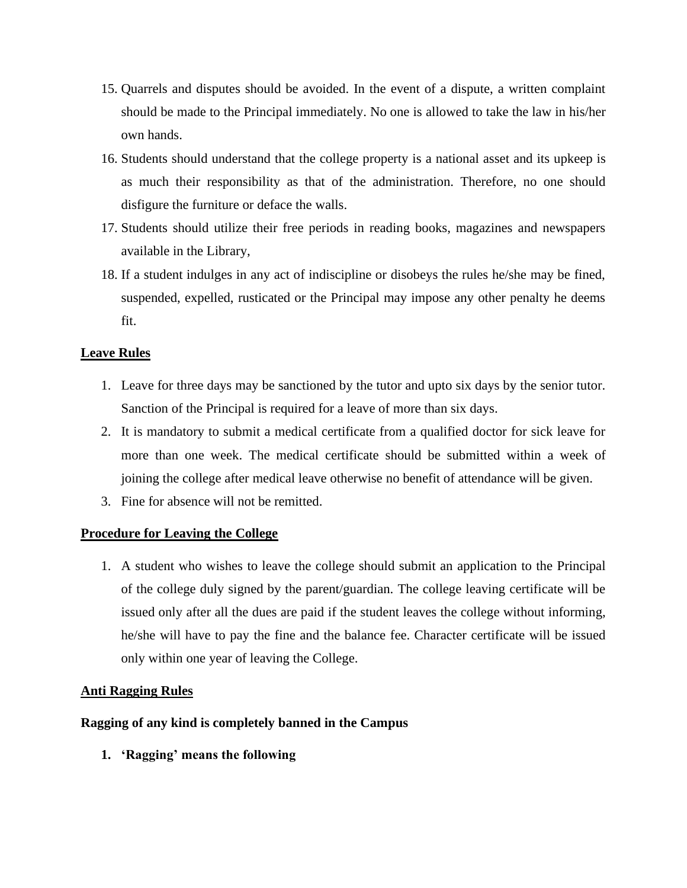15. Quarrels and disputes should be avoided. In the event of a dispute, a written complaint should be made to the Principal immediately. No one is allowed to take the law in his/her own hands.
16. Students should understand that the college property is a national asset and its upkeep is as much their responsibility as that of the administration. Therefore, no one should disfigure the furniture or deface the walls.
17. Students should utilize their free periods in reading books, magazines and newspapers available in the Library,
18. If a student indulges in any act of indiscipline or disobeys the rules he/she may be fined, suspended, expelled, rusticated or the Principal may impose any other penalty he deems fit.

## Leave Rules

1. Leave for three days may be sanctioned by the tutor and upto six days by the senior tutor. Sanction of the Principal is required for a leave of more than six days.
2. It is mandatory to submit a medical certificate from a qualified doctor for sick leave for more than one week. The medical certificate should be submitted within a week of joining the college after medical leave otherwise no benefit of attendance will be given.
3. Fine for absence will not be remitted.

## Procedure for Leaving the College

1. A student who wishes to leave the college should submit an application to the Principal of the college duly signed by the parent/guardian. The college leaving certificate will be issued only after all the dues are paid if the student leaves the college without informing, he/she will have to pay the fine and the balance fee. Character certificate will be issued only within one year of leaving the College.

## Anti Ragging Rules

**Ragging of any kind is completely banned in the Campus**

1. **'Ragging' means the following**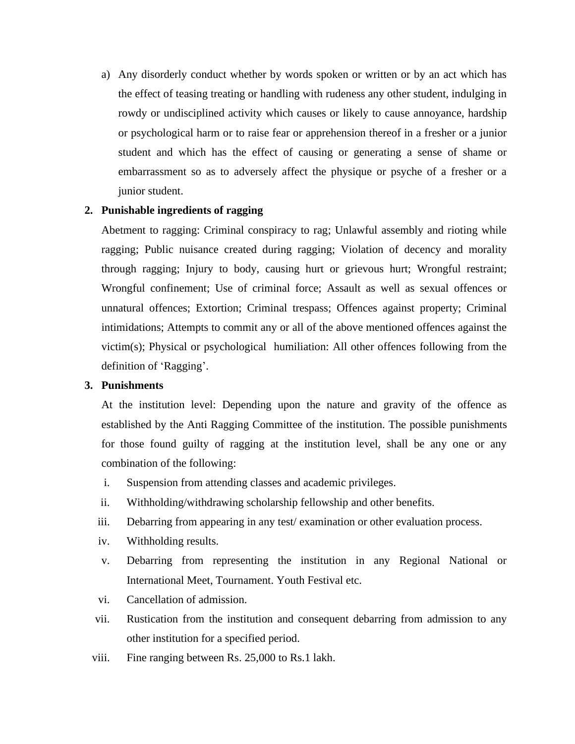a) Any disorderly conduct whether by words spoken or written or by an act which has the effect of teasing treating or handling with rudeness any other student, indulging in rowdy or undisciplined activity which causes or likely to cause annoyance, hardship or psychological harm or to raise fear or apprehension thereof in a fresher or a junior student and which has the effect of causing or generating a sense of shame or embarrassment so as to adversely affect the physique or psyche of a fresher or a junior student.

2. **Punishable ingredients of ragging**

   Abetment to ragging: Criminal conspiracy to rag; Unlawful assembly and rioting while ragging; Public nuisance created during ragging; Violation of decency and morality through ragging; Injury to body, causing hurt or grievous hurt; Wrongful restraint; Wrongful confinement; Use of criminal force; Assault as well as sexual offences or unnatural offences; Extortion; Criminal trespass; Offences against property; Criminal intimidations; Attempts to commit any or all of the above mentioned offences against the victim(s); Physical or psychological humiliation: All other offences following from the definition of 'Ragging'.

3. **Punishments**

   At the institution level: Depending upon the nature and gravity of the offence as established by the Anti Ragging Committee of the institution. The possible punishments for those found guilty of ragging at the institution level, shall be any one or any combination of the following:

   i. Suspension from attending classes and academic privileges.
   ii. Withholding/withdrawing scholarship fellowship and other benefits.
   iii. Debarring from appearing in any test/ examination or other evaluation process.
   iv. Withholding results.
   v. Debarring from representing the institution in any Regional National or International Meet, Tournament. Youth Festival etc.
   vi. Cancellation of admission.
   vii. Rustication from the institution and consequent debarring from admission to any other institution for a specified period.
   viii. Fine ranging between Rs. 25,000 to Rs.1 lakh.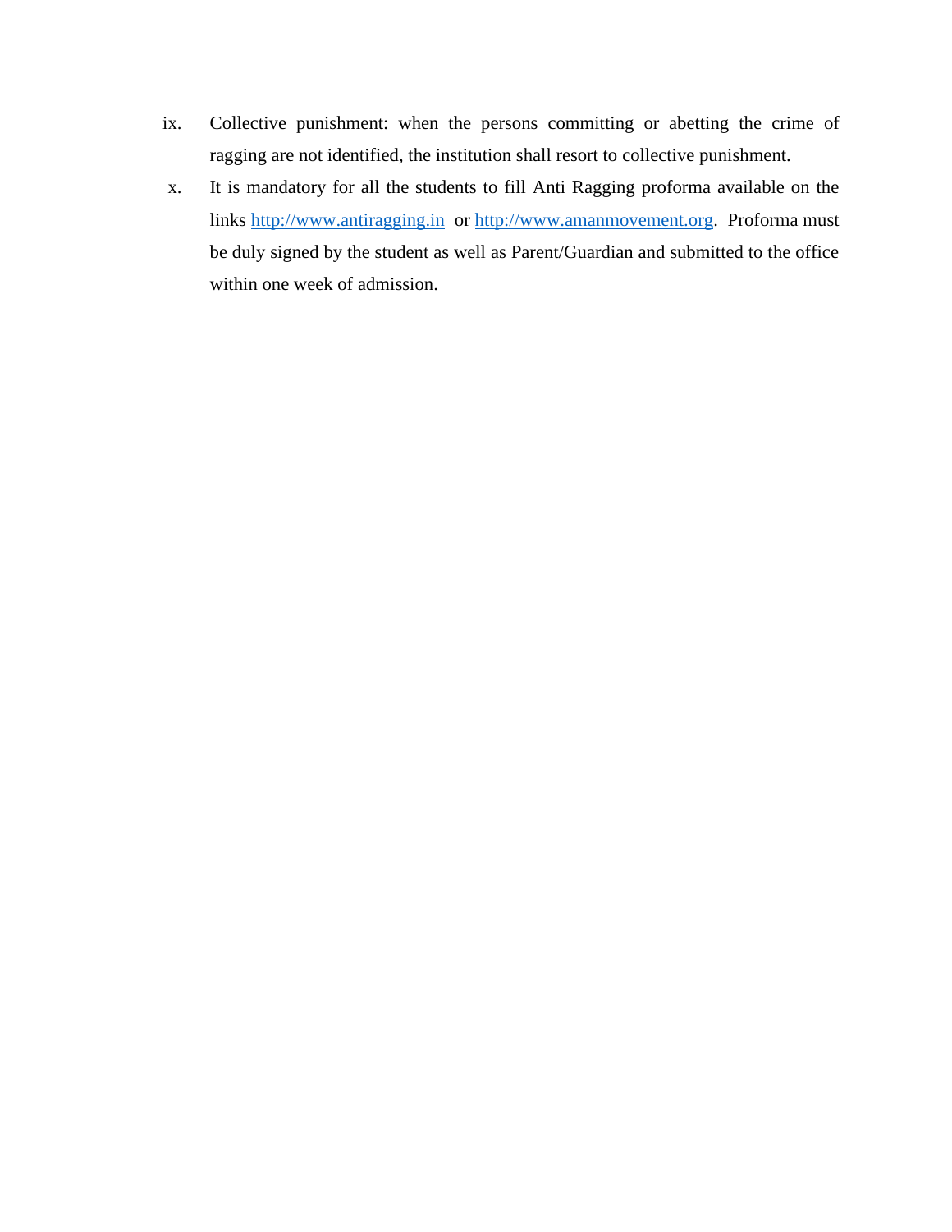ix. Collective punishment: when the persons committing or abetting the crime of ragging are not identified, the institution shall resort to collective punishment.

x. It is mandatory for all the students to fill Anti Ragging proforma available on the links [http://www.antiragging.in](http://www.antiragging.in) or [http://www.amanmovement.org](http://www.amanmovement.org). Proforma must be duly signed by the student as well as Parent/Guardian and submitted to the office within one week of admission.